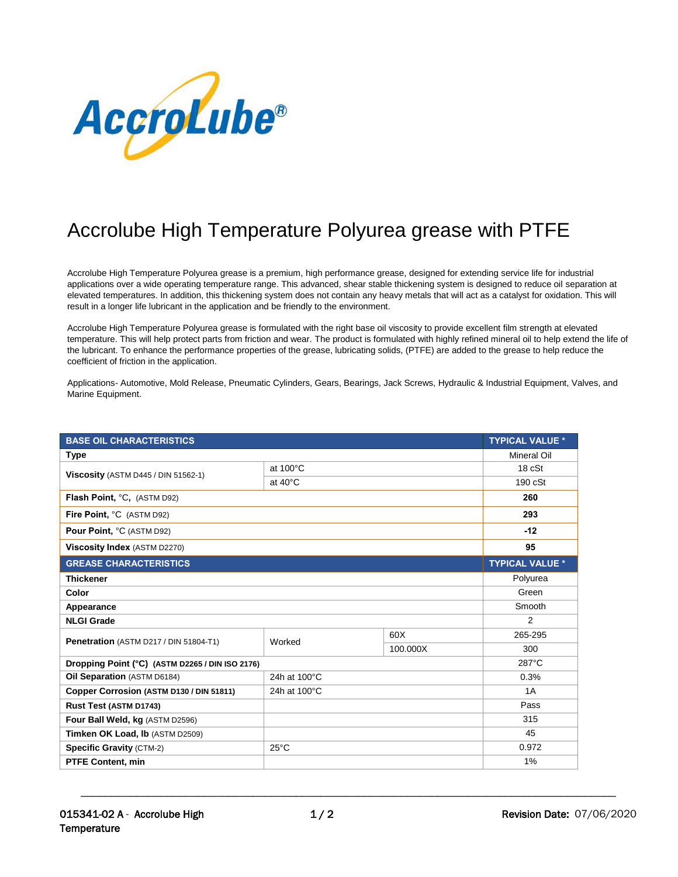AccroLube®

# Accrolube High Temperature Polyurea grease with PTFE

Accrolube High Temperature Polyurea grease is a premium, high performance grease, designed for extending service life for industrial applications over a wide operating temperature range. This advanced, shear stable thickening system is designed to reduce oil separation at elevated temperatures. In addition, this thickening system does not contain any heavy metals that will act as a catalyst for oxidation. This will result in a longer life lubricant in the application and be friendly to the environment.

Accrolube High Temperature Polyurea grease is formulated with the right base oil viscosity to provide excellent film strength at elevated temperature. This will help protect parts from friction and wear. The product is formulated with highly refined mineral oil to help extend the life of the lubricant. To enhance the performance properties of the grease, lubricating solids, (PTFE) are added to the grease to help reduce the coefficient of friction in the application.

Applications- Automotive, Mold Release, Pneumatic Cylinders, Gears, Bearings, Jack Screws, Hydraulic & Industrial Equipment, Valves, and Marine Equipment.

| BASE OIL CHARACTERISTICS | | | TYPICAL VALUE * |
|---|---|---|---|
| **Type** | | | Mineral Oil |
| **Viscosity** (ASTM D445 / DIN 51562-1) | at 100°C | | 18 cSt |
| | at 40°C | | 190 cSt |
| **Flash Point,** °C, (ASTM D92) | | | **260** |
| **Fire Point,** °C (ASTM D92) | | | **293** |
| **Pour Point,** °C (ASTM D92) | | | **-12** |
| **Viscosity Index** (ASTM D2270) | | | **95** |
| **GREASE CHARACTERISTICS** | | | **TYPICAL VALUE *** |
| **Thickener** | | | Polyurea |
| **Color** | | | Green |
| **Appearance** | | | Smooth |
| **NLGI Grade** | | | 2 |
| **Penetration** (ASTM D217 / DIN 51804-T1) | Worked | 60X | 265-295 |
| | | 100.000X | 300 |
| **Dropping Point (°C) (ASTM D2265 / DIN ISO 2176)** | | | 287°C |
| **Oil Separation** (ASTM D6184) | 24h at 100°C | | 0.3% |
| **Copper Corrosion (ASTM D130 / DIN 51811)** | 24h at 100°C | | 1A |
| **Rust Test (ASTM D1743)** | | | Pass |
| **Four Ball Weld, kg** (ASTM D2596) | | | 315 |
| **Timken OK Load, lb** (ASTM D2509) | | | 45 |
| **Specific Gravity** (CTM-2) | 25°C | | 0.972 |
| **PTFE Content, min** | | | 1% |

015341-02 A - Accrolube High Temperature

Revision Date: 07/06/2020